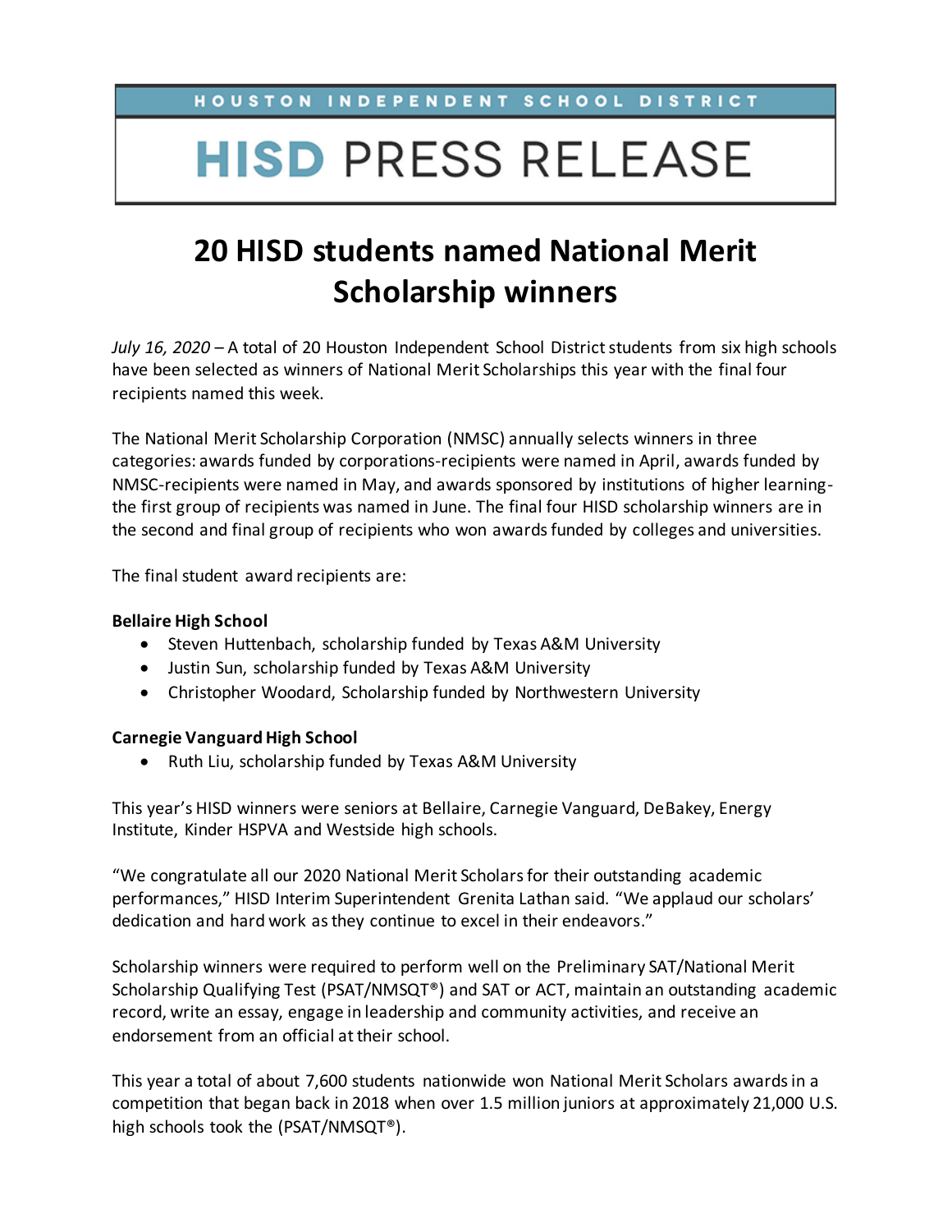HOUSTON INDEPENDENT SCHOOL DISTRICT

# HISD PRESS RELEASE

## 20 HISD students named National Merit Scholarship winners

*July 16, 2020* – A total of 20 Houston Independent School District students from six high schools have been selected as winners of National Merit Scholarships this year with the final four recipients named this week.

The National Merit Scholarship Corporation (NMSC) annually selects winners in three categories: awards funded by corporations-recipients were named in April, awards funded by NMSC-recipients were named in May, and awards sponsored by institutions of higher learning-the first group of recipients was named in June. The final four HISD scholarship winners are in the second and final group of recipients who won awards funded by colleges and universities.

The final student award recipients are:

**Bellaire High School**

- Steven Huttenbach, scholarship funded by Texas A&M University
- Justin Sun, scholarship funded by Texas A&M University
- Christopher Woodard, Scholarship funded by Northwestern University

**Carnegie Vanguard High School**

- Ruth Liu, scholarship funded by Texas A&M University

This year's HISD winners were seniors at Bellaire, Carnegie Vanguard, DeBakey, Energy Institute, Kinder HSPVA and Westside high schools.

"We congratulate all our 2020 National Merit Scholars for their outstanding academic performances," HISD Interim Superintendent Grenita Lathan said. "We applaud our scholars' dedication and hard work as they continue to excel in their endeavors."

Scholarship winners were required to perform well on the Preliminary SAT/National Merit Scholarship Qualifying Test (PSAT/NMSQT®) and SAT or ACT, maintain an outstanding academic record, write an essay, engage in leadership and community activities, and receive an endorsement from an official at their school.

This year a total of about 7,600 students nationwide won National Merit Scholars awards in a competition that began back in 2018 when over 1.5 million juniors at approximately 21,000 U.S. high schools took the (PSAT/NMSQT®).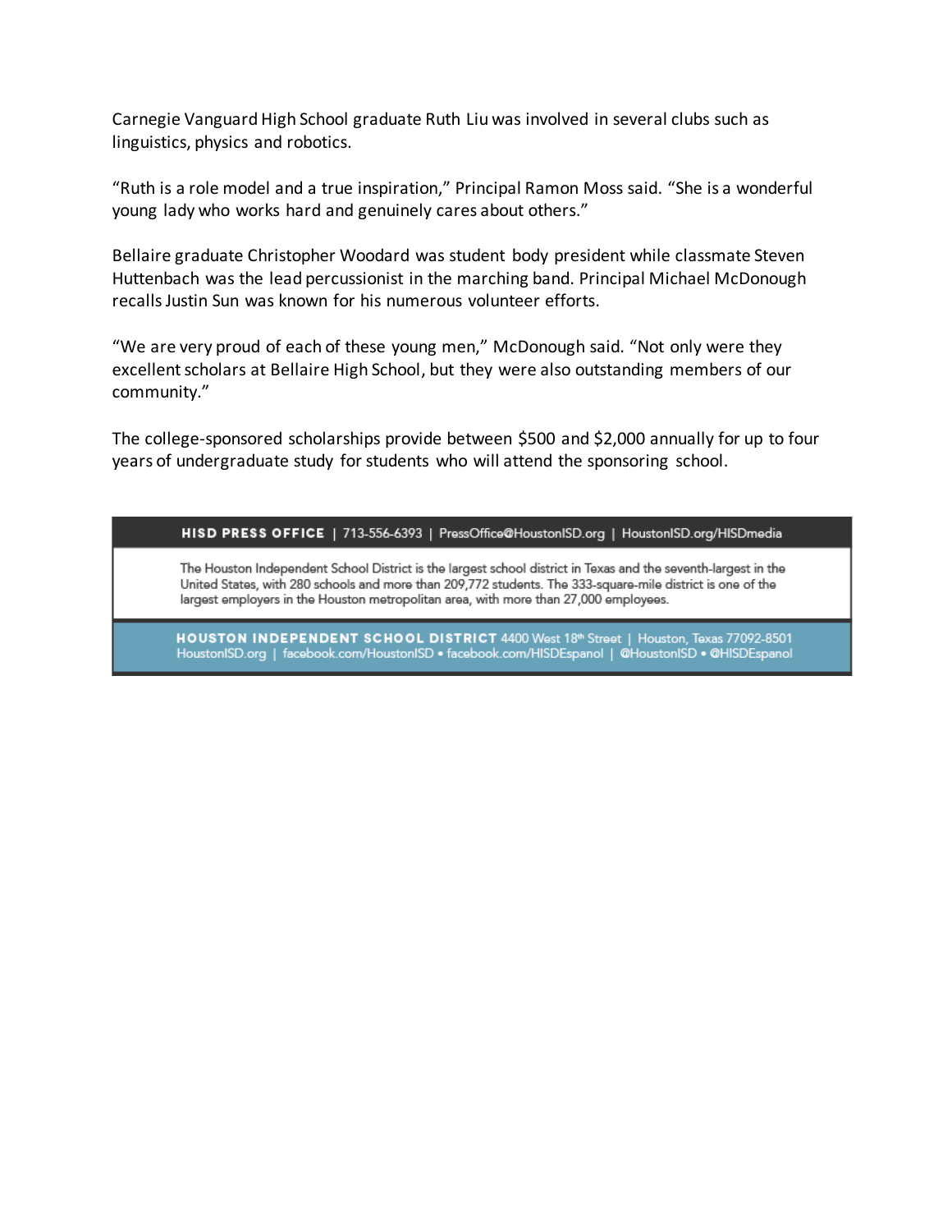Carnegie Vanguard High School graduate Ruth Liu was involved in several clubs such as linguistics, physics and robotics.

"Ruth is a role model and a true inspiration," Principal Ramon Moss said. "She is a wonderful young lady who works hard and genuinely cares about others."

Bellaire graduate Christopher Woodard was student body president while classmate Steven Huttenbach was the lead percussionist in the marching band. Principal Michael McDonough recalls Justin Sun was known for his numerous volunteer efforts.

"We are very proud of each of these young men," McDonough said. "Not only were they excellent scholars at Bellaire High School, but they were also outstanding members of our community."

The college-sponsored scholarships provide between $500 and $2,000 annually for up to four years of undergraduate study for students who will attend the sponsoring school.

**HISD PRESS OFFICE** | 713-556-6393 | PressOffice@HoustonISD.org | HoustonISD.org/HISDmedia

The Houston Independent School District is the largest school district in Texas and the seventh-largest in the United States, with 280 schools and more than 209,772 students. The 333-square-mile district is one of the largest employers in the Houston metropolitan area, with more than 27,000 employees.

**HOUSTON INDEPENDENT SCHOOL DISTRICT** 4400 West 18th Street | Houston, Texas 77092-8501
HoustonISD.org | facebook.com/HoustonISD • facebook.com/HISDEspanol | @HoustonISD • @HISDEspanol